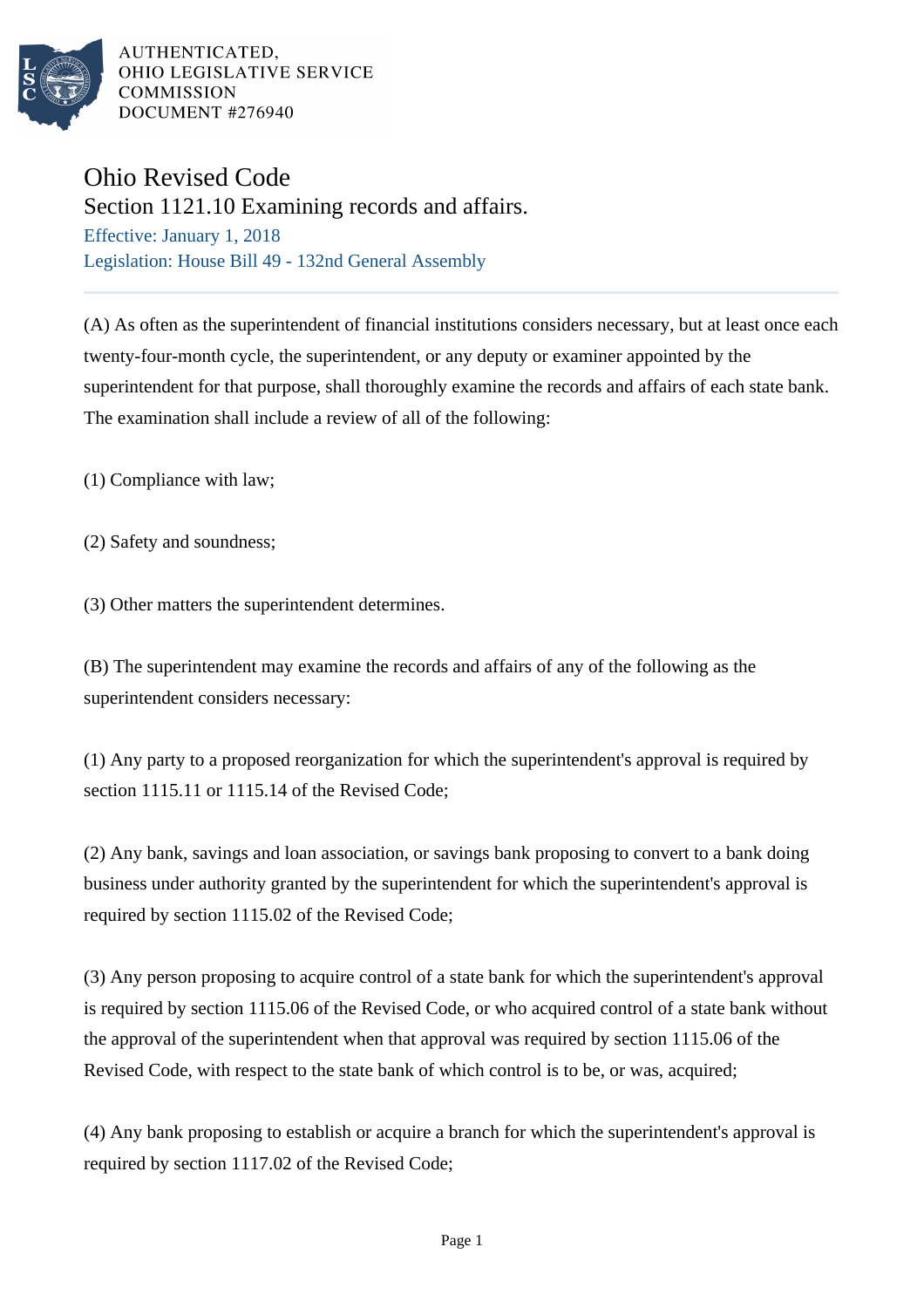AUTHENTICATED,
OHIO LEGISLATIVE SERVICE
COMMISSION
DOCUMENT #276940

# Ohio Revised Code

## Section 1121.10 Examining records and affairs.

Effective: January 1, 2018

Legislation: House Bill 49 - 132nd General Assembly

---

(A) As often as the superintendent of financial institutions considers necessary, but at least once each twenty-four-month cycle, the superintendent, or any deputy or examiner appointed by the superintendent for that purpose, shall thoroughly examine the records and affairs of each state bank. The examination shall include a review of all of the following:

(1) Compliance with law;

(2) Safety and soundness;

(3) Other matters the superintendent determines.

(B) The superintendent may examine the records and affairs of any of the following as the superintendent considers necessary:

(1) Any party to a proposed reorganization for which the superintendent's approval is required by section 1115.11 or 1115.14 of the Revised Code;

(2) Any bank, savings and loan association, or savings bank proposing to convert to a bank doing business under authority granted by the superintendent for which the superintendent's approval is required by section 1115.02 of the Revised Code;

(3) Any person proposing to acquire control of a state bank for which the superintendent's approval is required by section 1115.06 of the Revised Code, or who acquired control of a state bank without the approval of the superintendent when that approval was required by section 1115.06 of the Revised Code, with respect to the state bank of which control is to be, or was, acquired;

(4) Any bank proposing to establish or acquire a branch for which the superintendent's approval is required by section 1117.02 of the Revised Code;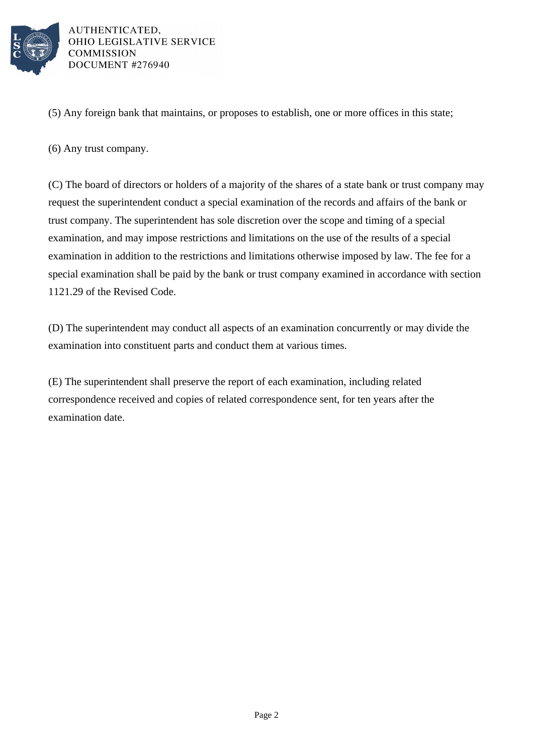(5) Any foreign bank that maintains, or proposes to establish, one or more offices in this state;

(6) Any trust company.

(C) The board of directors or holders of a majority of the shares of a state bank or trust company may request the superintendent conduct a special examination of the records and affairs of the bank or trust company. The superintendent has sole discretion over the scope and timing of a special examination, and may impose restrictions and limitations on the use of the results of a special examination in addition to the restrictions and limitations otherwise imposed by law. The fee for a special examination shall be paid by the bank or trust company examined in accordance with section 1121.29 of the Revised Code.

(D) The superintendent may conduct all aspects of an examination concurrently or may divide the examination into constituent parts and conduct them at various times.

(E) The superintendent shall preserve the report of each examination, including related correspondence received and copies of related correspondence sent, for ten years after the examination date.